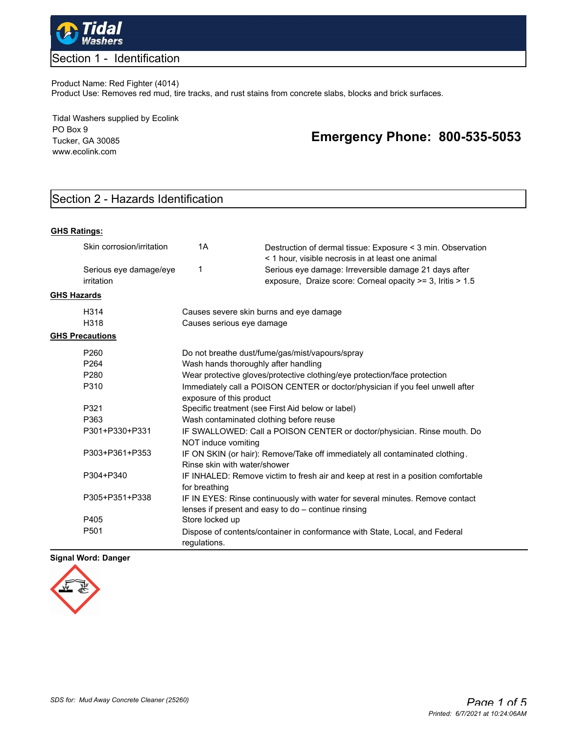Tidal Washers

## Section 1 - Identification

Product Name: Red Fighter (4014)
Product Use: Removes red mud, tire tracks, and rust stains from concrete slabs, blocks and brick surfaces.

Tidal Washers supplied by Ecolink
PO Box 9
Tucker, GA 30085
www.ecolink.com

**Emergency Phone: 800-535-5053**

## Section 2 - Hazards Identification

**GHS Ratings:**

| | | |
|---|---|---|
| Skin corrosion/irritation | 1A | Destruction of dermal tissue: Exposure < 3 min. Observation < 1 hour, visible necrosis in at least one animal |
| Serious eye damage/eye irritation | 1 | Serious eye damage: Irreversible damage 21 days after exposure, Draize score: Corneal opacity >= 3, Iritis > 1.5 |

**GHS Hazards**

| | |
|---|---|
| H314 | Causes severe skin burns and eye damage |
| H318 | Causes serious eye damage |

**GHS Precautions**

| | |
|---|---|
| P260 | Do not breathe dust/fume/gas/mist/vapours/spray |
| P264 | Wash hands thoroughly after handling |
| P280 | Wear protective gloves/protective clothing/eye protection/face protection |
| P310 | Immediately call a POISON CENTER or doctor/physician if you feel unwell after exposure of this product |
| P321 | Specific treatment (see First Aid below or label) |
| P363 | Wash contaminated clothing before reuse |
| P301+P330+P331 | IF SWALLOWED: Call a POISON CENTER or doctor/physician. Rinse mouth. Do NOT induce vomiting |
| P303+P361+P353 | IF ON SKIN (or hair): Remove/Take off immediately all contaminated clothing. Rinse skin with water/shower |
| P304+P340 | IF INHALED: Remove victim to fresh air and keep at rest in a position comfortable for breathing |
| P305+P351+P338 | IF IN EYES: Rinse continuously with water for several minutes. Remove contact lenses if present and easy to do – continue rinsing |
| P405 | Store locked up |
| P501 | Dispose of contents/container in conformance with State, Local, and Federal regulations. |

**Signal Word: Danger**

*SDS for: Mud Away Concrete Cleaner (25260)*

*Printed: 6/7/2021 at 10:24:06AM*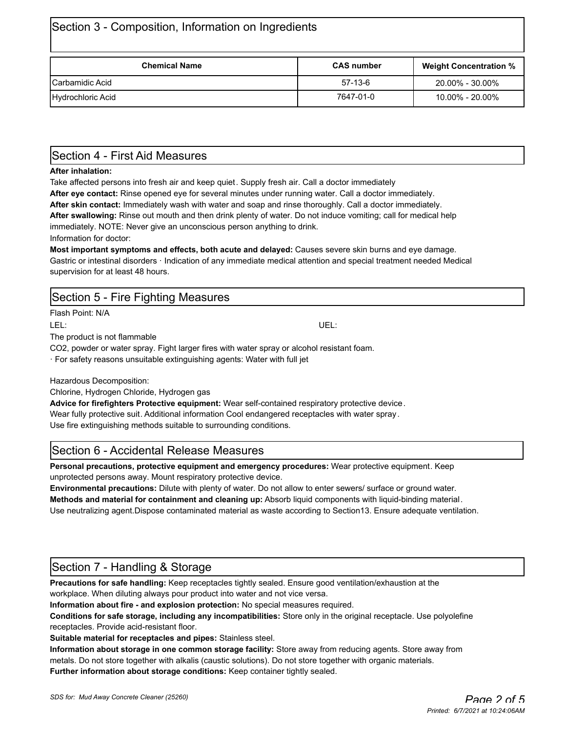## Section 3 - Composition, Information on Ingredients

| Chemical Name | CAS number | Weight Concentration % |
|---|---|---|
| Carbamidic Acid | 57-13-6 | 20.00% - 30.00% |
| Hydrochloric Acid | 7647-01-0 | 10.00% - 20.00% |

## Section 4 - First Aid Measures

**After inhalation:**

Take affected persons into fresh air and keep quiet. Supply fresh air. Call a doctor immediately

**After eye contact:** Rinse opened eye for several minutes under running water. Call a doctor immediately.

**After skin contact:** Immediately wash with water and soap and rinse thoroughly. Call a doctor immediately.

**After swallowing:** Rinse out mouth and then drink plenty of water. Do not induce vomiting; call for medical help immediately. NOTE: Never give an unconscious person anything to drink.

Information for doctor:

**Most important symptoms and effects, both acute and delayed:** Causes severe skin burns and eye damage. Gastric or intestinal disorders · Indication of any immediate medical attention and special treatment needed Medical supervision for at least 48 hours.

## Section 5 - Fire Fighting Measures

Flash Point: N/A

LEL: UEL:

The product is not flammable

CO2, powder or water spray. Fight larger fires with water spray or alcohol resistant foam.

· For safety reasons unsuitable extinguishing agents: Water with full jet

Hazardous Decomposition:

Chlorine, Hydrogen Chloride, Hydrogen gas

**Advice for firefighters Protective equipment:** Wear self-contained respiratory protective device.

Wear fully protective suit. Additional information Cool endangered receptacles with water spray.

Use fire extinguishing methods suitable to surrounding conditions.

## Section 6 - Accidental Release Measures

**Personal precautions, protective equipment and emergency procedures:** Wear protective equipment. Keep unprotected persons away. Mount respiratory protective device.

**Environmental precautions:** Dilute with plenty of water. Do not allow to enter sewers/ surface or ground water.

**Methods and material for containment and cleaning up:** Absorb liquid components with liquid-binding material. Use neutralizing agent.Dispose contaminated material as waste according to Section13. Ensure adequate ventilation.

## Section 7 - Handling & Storage

**Precautions for safe handling:** Keep receptacles tightly sealed. Ensure good ventilation/exhaustion at the workplace. When diluting always pour product into water and not vice versa.

**Information about fire - and explosion protection:** No special measures required.

**Conditions for safe storage, including any incompatibilities:** Store only in the original receptacle. Use polyolefine receptacles. Provide acid-resistant floor.

**Suitable material for receptacles and pipes:** Stainless steel.

**Information about storage in one common storage facility:** Store away from reducing agents. Store away from metals. Do not store together with alkalis (caustic solutions). Do not store together with organic materials.

**Further information about storage conditions:** Keep container tightly sealed.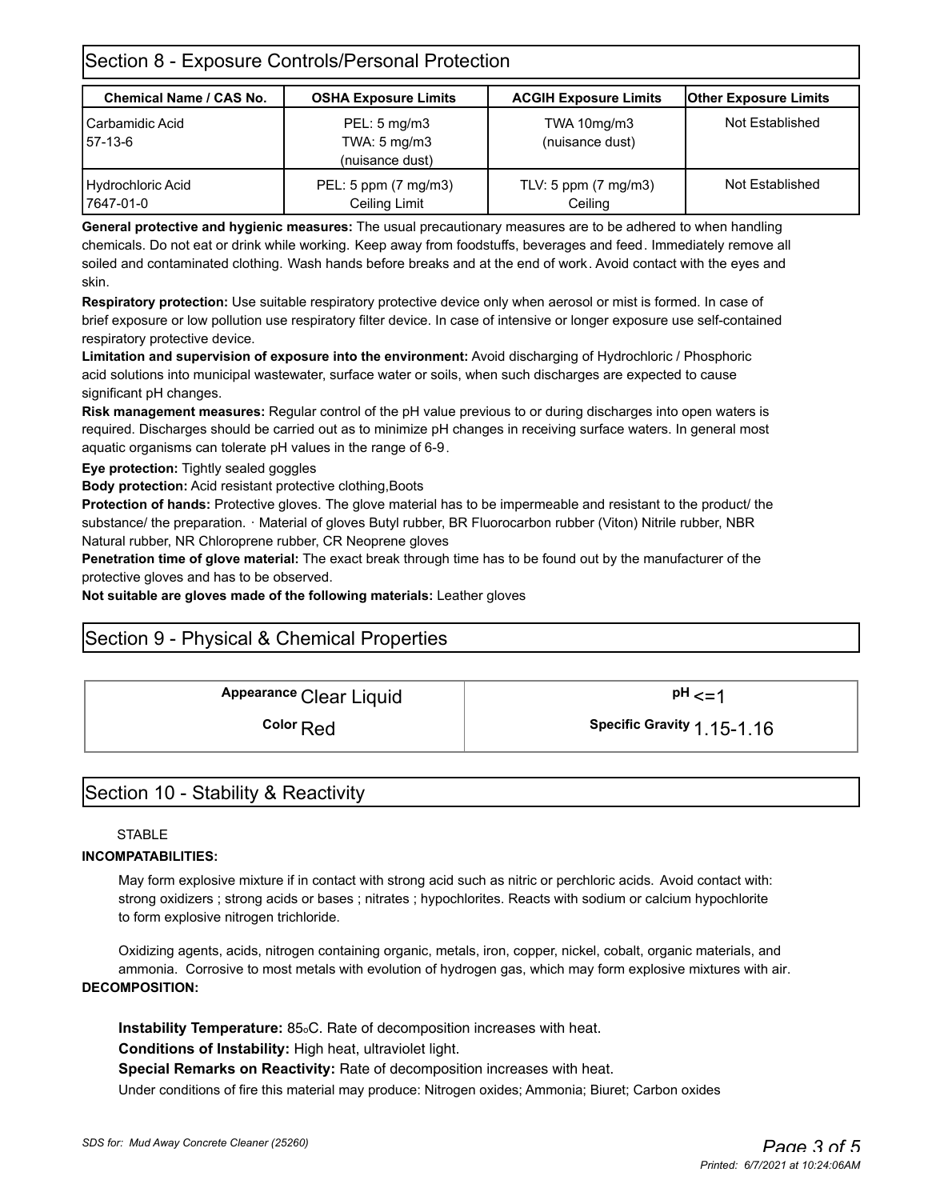## Section 8 - Exposure Controls/Personal Protection

| Chemical Name / CAS No. | OSHA Exposure Limits | ACGIH Exposure Limits | Other Exposure Limits |
|---|---|---|---|
| Carbamidic Acid<br>57-13-6 | PEL: 5 mg/m3<br>TWA: 5 mg/m3<br>(nuisance dust) | TWA 10mg/m3<br>(nuisance dust) | Not Established |
| Hydrochloric Acid<br>7647-01-0 | PEL: 5 ppm (7 mg/m3)<br>Ceiling Limit | TLV: 5 ppm (7 mg/m3)<br>Ceiling | Not Established |

**General protective and hygienic measures:** The usual precautionary measures are to be adhered to when handling chemicals. Do not eat or drink while working. Keep away from foodstuffs, beverages and feed. Immediately remove all soiled and contaminated clothing. Wash hands before breaks and at the end of work. Avoid contact with the eyes and skin.

**Respiratory protection:** Use suitable respiratory protective device only when aerosol or mist is formed. In case of brief exposure or low pollution use respiratory filter device. In case of intensive or longer exposure use self-contained respiratory protective device.

**Limitation and supervision of exposure into the environment:** Avoid discharging of Hydrochloric / Phosphoric acid solutions into municipal wastewater, surface water or soils, when such discharges are expected to cause significant pH changes.

**Risk management measures:** Regular control of the pH value previous to or during discharges into open waters is required. Discharges should be carried out as to minimize pH changes in receiving surface waters. In general most aquatic organisms can tolerate pH values in the range of 6-9.

**Eye protection:** Tightly sealed goggles

**Body protection:** Acid resistant protective clothing,Boots

**Protection of hands:** Protective gloves. The glove material has to be impermeable and resistant to the product/ the substance/ the preparation. · Material of gloves Butyl rubber, BR Fluorocarbon rubber (Viton) Nitrile rubber, NBR Natural rubber, NR Chloroprene rubber, CR Neoprene gloves

**Penetration time of glove material:** The exact break through time has to be found out by the manufacturer of the protective gloves and has to be observed.

**Not suitable are gloves made of the following materials:** Leather gloves

## Section 9 - Physical & Chemical Properties

| | |
|---|---|
| Appearance Clear Liquid | pH <=1 |
| Color Red | Specific Gravity 1.15-1.16 |

## Section 10 - Stability & Reactivity

STABLE

**INCOMPATABILITIES:**

May form explosive mixture if in contact with strong acid such as nitric or perchloric acids. Avoid contact with: strong oxidizers ; strong acids or bases ; nitrates ; hypochlorites. Reacts with sodium or calcium hypochlorite to form explosive nitrogen trichloride.

Oxidizing agents, acids, nitrogen containing organic, metals, iron, copper, nickel, cobalt, organic materials, and ammonia. Corrosive to most metals with evolution of hydrogen gas, which may form explosive mixtures with air.

**DECOMPOSITION:**

**Instability Temperature:** 85°C. Rate of decomposition increases with heat.

**Conditions of Instability:** High heat, ultraviolet light.

**Special Remarks on Reactivity:** Rate of decomposition increases with heat.

Under conditions of fire this material may produce: Nitrogen oxides; Ammonia; Biuret; Carbon oxides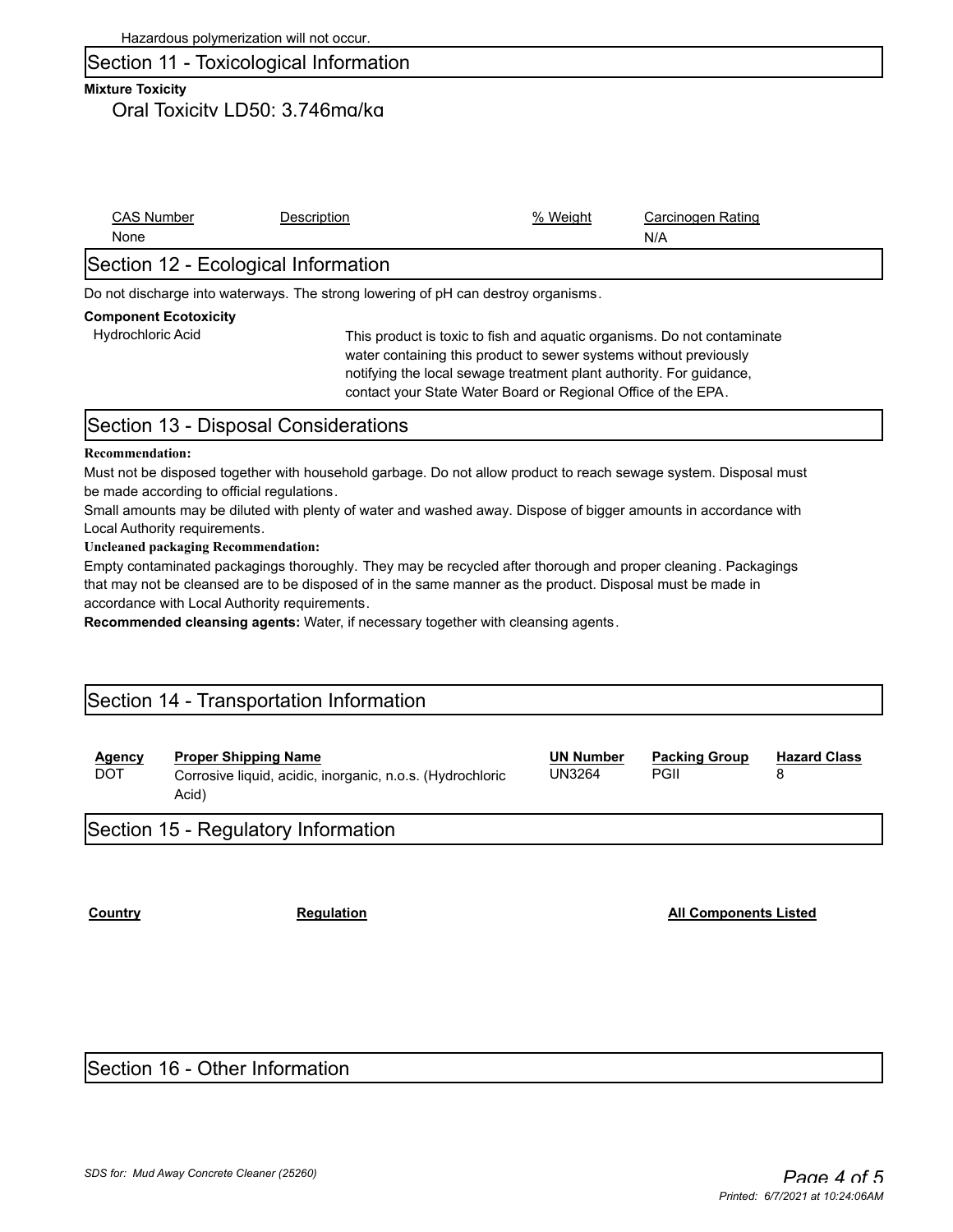Hazardous polymerization will not occur.

## Section 11 - Toxicological Information

**Mixture Toxicity**

Oral Toxicity LD50: 3,746mg/kg

| CAS Number | Description | % Weight | Carcinogen Rating |
| --- | --- | --- | --- |
| None | | | N/A |

## Section 12 - Ecological Information

Do not discharge into waterways. The strong lowering of pH can destroy organisms.

**Component Ecotoxicity**

| | |
| --- | --- |
| Hydrochloric Acid | This product is toxic to fish and aquatic organisms. Do not contaminate water containing this product to sewer systems without previously notifying the local sewage treatment plant authority. For guidance, contact your State Water Board or Regional Office of the EPA. |

## Section 13 - Disposal Considerations

**Recommendation:**

Must not be disposed together with household garbage. Do not allow product to reach sewage system. Disposal must be made according to official regulations.

Small amounts may be diluted with plenty of water and washed away. Dispose of bigger amounts in accordance with Local Authority requirements.

**Uncleaned packaging Recommendation:**

Empty contaminated packagings thoroughly. They may be recycled after thorough and proper cleaning. Packagings that may not be cleansed are to be disposed of in the same manner as the product. Disposal must be made in accordance with Local Authority requirements.

**Recommended cleansing agents:** Water, if necessary together with cleansing agents.

## Section 14 - Transportation Information

| Agency | Proper Shipping Name | UN Number | Packing Group | Hazard Class |
| --- | --- | --- | --- | --- |
| DOT | Corrosive liquid, acidic, inorganic, n.o.s. (Hydrochloric Acid) | UN3264 | PGII | 8 |

## Section 15 - Regulatory Information

| Country | Regulation | All Components Listed |
| --- | --- | --- |

## Section 16 - Other Information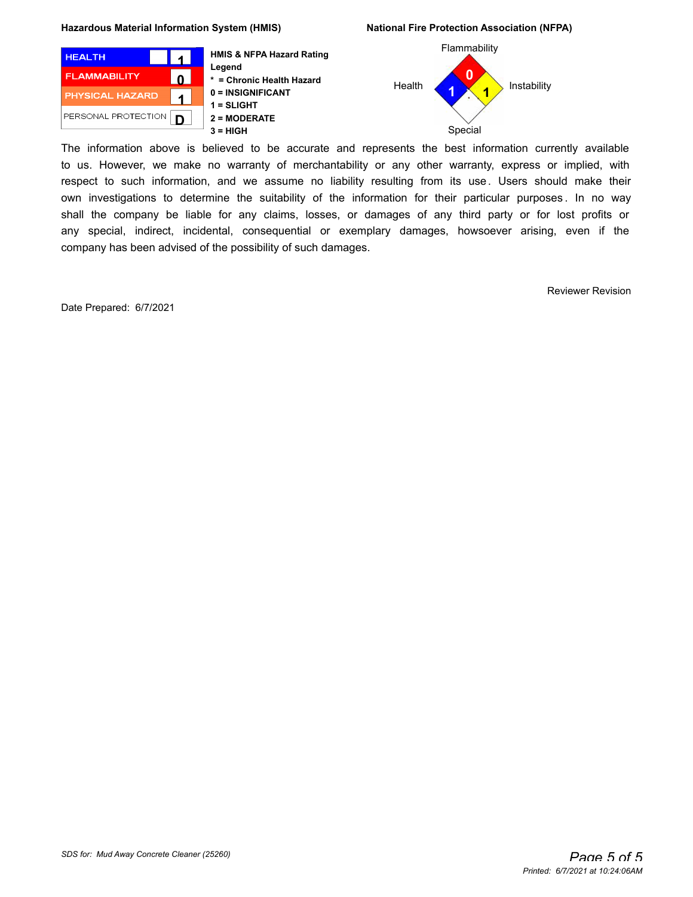**Hazardous Material Information System (HMIS)**

| | |
|---|---|
| HEALTH | 1 |
| FLAMMABILITY | 0 |
| PHYSICAL HAZARD | 1 |
| PERSONAL PROTECTION | D |

**HMIS & NFPA Hazard Rating Legend**

**\* = Chronic Health Hazard**
**0 = INSIGNIFICANT**
**1 = SLIGHT**
**2 = MODERATE**
**3 = HIGH**

**National Fire Protection Association (NFPA)**

Flammability
0
Health
1
Instability
1
Special

The information above is believed to be accurate and represents the best information currently available to us. However, we make no warranty of merchantability or any other warranty, express or implied, with respect to such information, and we assume no liability resulting from its use. Users should make their own investigations to determine the suitability of the information for their particular purposes. In no way shall the company be liable for any claims, losses, or damages of any third party or for lost profits or any special, indirect, incidental, consequential or exemplary damages, howsoever arising, even if the company has been advised of the possibility of such damages.

Reviewer Revision

Date Prepared: 6/7/2021